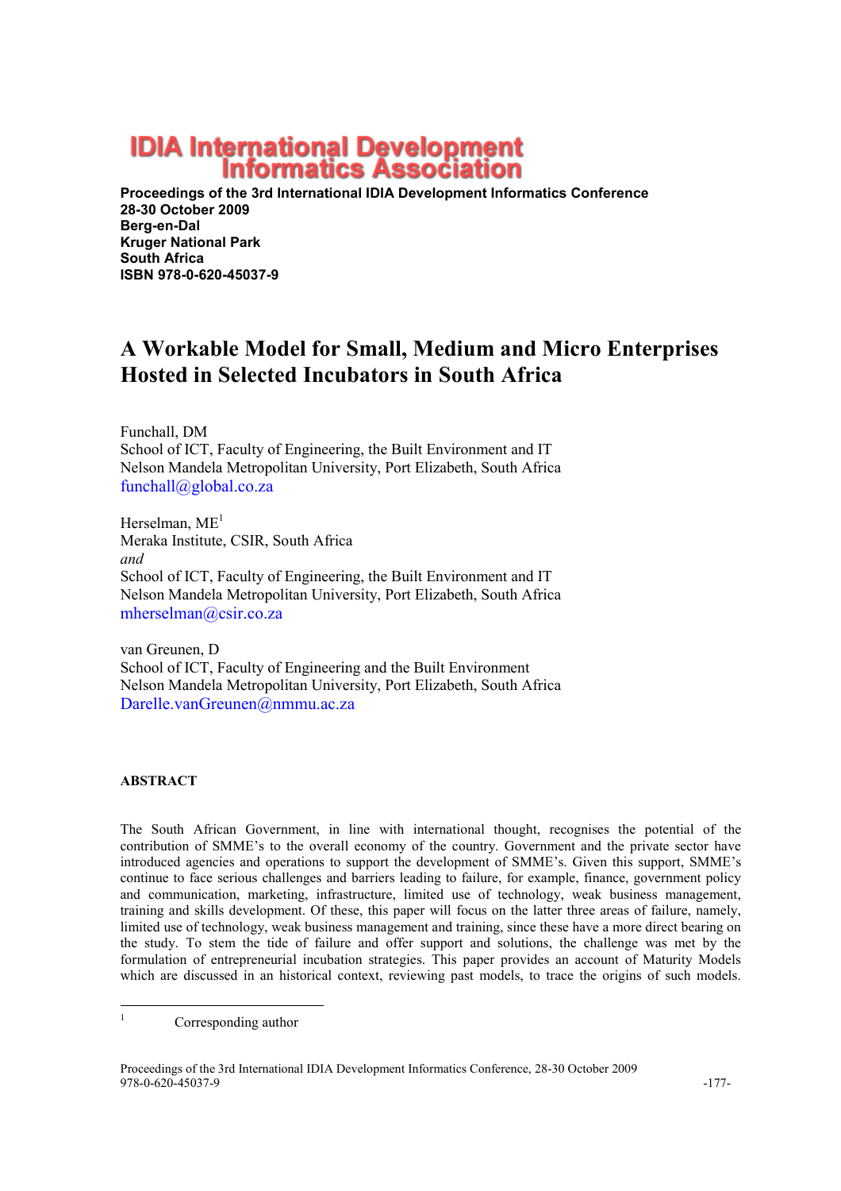# IDIA International Development Informatics Association

**Proceedings of the 3rd International IDIA Development Informatics Conference**
**28-30 October 2009**
**Berg-en-Dal**
**Kruger National Park**
**South Africa**
**ISBN 978-0-620-45037-9**

# A Workable Model for Small, Medium and Micro Enterprises Hosted in Selected Incubators in South Africa

Funchall, DM
School of ICT, Faculty of Engineering, the Built Environment and IT
Nelson Mandela Metropolitan University, Port Elizabeth, South Africa
funchall@global.co.za

Herselman, ME[1]
Meraka Institute, CSIR, South Africa
*and*
School of ICT, Faculty of Engineering, the Built Environment and IT
Nelson Mandela Metropolitan University, Port Elizabeth, South Africa
mherselman@csir.co.za

van Greunen, D
School of ICT, Faculty of Engineering and the Built Environment
Nelson Mandela Metropolitan University, Port Elizabeth, South Africa
Darelle.vanGreunen@nmmu.ac.za

## ABSTRACT

The South African Government, in line with international thought, recognises the potential of the contribution of SMME's to the overall economy of the country. Government and the private sector have introduced agencies and operations to support the development of SMME's. Given this support, SMME's continue to face serious challenges and barriers leading to failure, for example, finance, government policy and communication, marketing, infrastructure, limited use of technology, weak business management, training and skills development. Of these, this paper will focus on the latter three areas of failure, namely, limited use of technology, weak business management and training, since these have a more direct bearing on the study. To stem the tide of failure and offer support and solutions, the challenge was met by the formulation of entrepreneurial incubation strategies. This paper provides an account of Maturity Models which are discussed in an historical context, reviewing past models, to trace the origins of such models.

[1] Corresponding author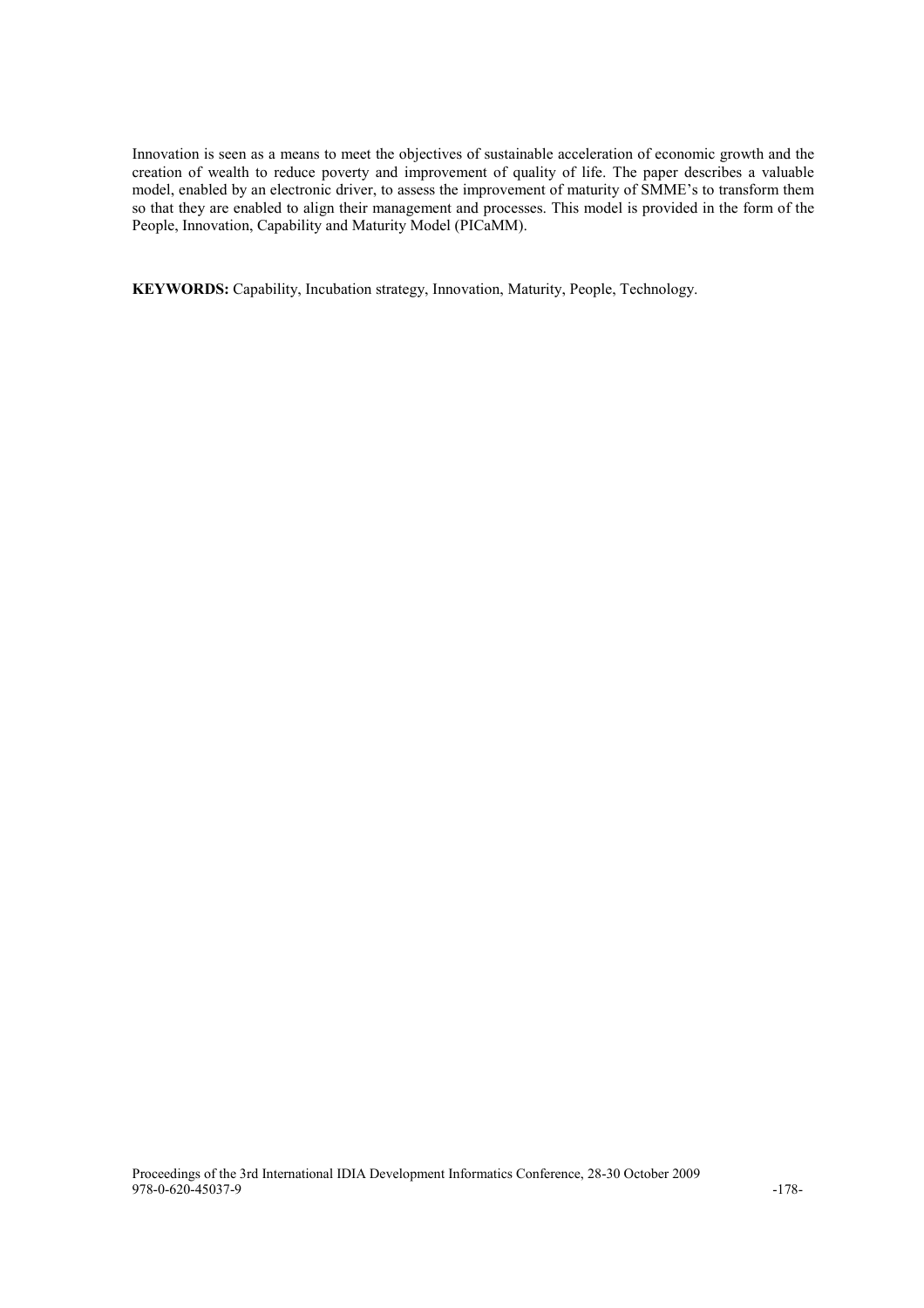Innovation is seen as a means to meet the objectives of sustainable acceleration of economic growth and the creation of wealth to reduce poverty and improvement of quality of life. The paper describes a valuable model, enabled by an electronic driver, to assess the improvement of maturity of SMME's to transform them so that they are enabled to align their management and processes. This model is provided in the form of the People, Innovation, Capability and Maturity Model (PICaMM).

**KEYWORDS:** Capability, Incubation strategy, Innovation, Maturity, People, Technology.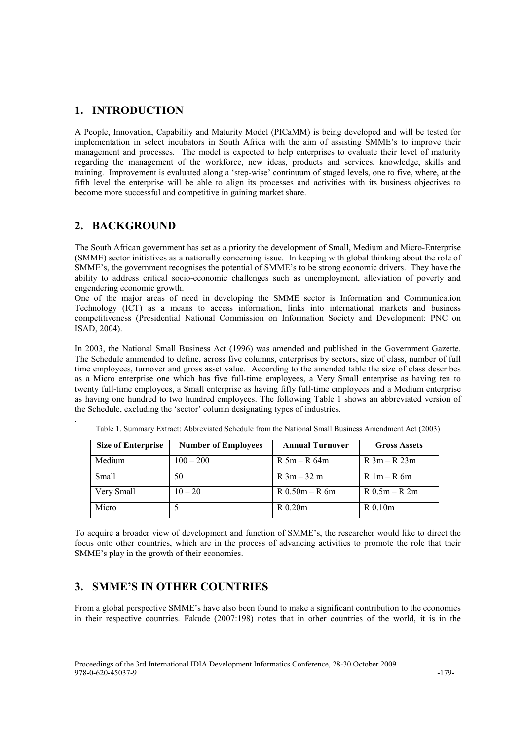## 1. INTRODUCTION

A People, Innovation, Capability and Maturity Model (PICaMM) is being developed and will be tested for implementation in select incubators in South Africa with the aim of assisting SMME's to improve their management and processes. The model is expected to help enterprises to evaluate their level of maturity regarding the management of the workforce, new ideas, products and services, knowledge, skills and training. Improvement is evaluated along a 'step-wise' continuum of staged levels, one to five, where, at the fifth level the enterprise will be able to align its processes and activities with its business objectives to become more successful and competitive in gaining market share.

## 2. BACKGROUND

The South African government has set as a priority the development of Small, Medium and Micro-Enterprise (SMME) sector initiatives as a nationally concerning issue. In keeping with global thinking about the role of SMME's, the government recognises the potential of SMME's to be strong economic drivers. They have the ability to address critical socio-economic challenges such as unemployment, alleviation of poverty and engendering economic growth.
One of the major areas of need in developing the SMME sector is Information and Communication Technology (ICT) as a means to access information, links into international markets and business competitiveness (Presidential National Commission on Information Society and Development: PNC on ISAD, 2004).

In 2003, the National Small Business Act (1996) was amended and published in the Government Gazette. The Schedule ammended to define, across five columns, enterprises by sectors, size of class, number of full time employees, turnover and gross asset value. According to the amended table the size of class describes as a Micro enterprise one which has five full-time employees, a Very Small enterprise as having ten to twenty full-time employees, a Small enterprise as having fifty full-time employees and a Medium enterprise as having one hundred to two hundred employees. The following Table 1 shows an abbreviated version of the Schedule, excluding the 'sector' column designating types of industries.

Table 1. Summary Extract: Abbreviated Schedule from the National Small Business Amendment Act (2003)

| Size of Enterprise | Number of Employees | Annual Turnover | Gross Assets |
|---|---|---|---|
| Medium | 100 – 200 | R 5m – R 64m | R 3m – R 23m |
| Small | 50 | R 3m – 32 m | R 1m – R 6m |
| Very Small | 10 – 20 | R 0.50m – R 6m | R 0.5m – R 2m |
| Micro | 5 | R 0.20m | R 0.10m |

To acquire a broader view of development and function of SMME's, the researcher would like to direct the focus onto other countries, which are in the process of advancing activities to promote the role that their SMME's play in the growth of their economies.

## 3. SMME'S IN OTHER COUNTRIES

From a global perspective SMME's have also been found to make a significant contribution to the economies in their respective countries. Fakude (2007:198) notes that in other countries of the world, it is in the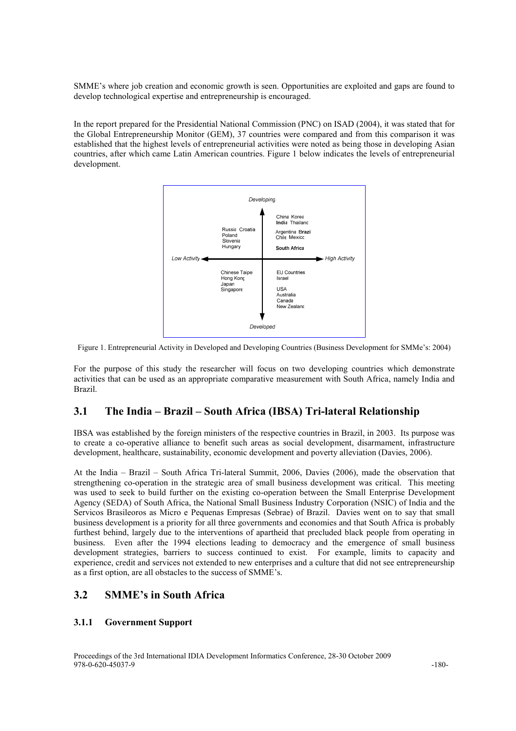SMME's where job creation and economic growth is seen. Opportunities are exploited and gaps are found to develop technological expertise and entrepreneurship is encouraged.

In the report prepared for the Presidential National Commission (PNC) on ISAD (2004), it was stated that for the Global Entrepreneurship Monitor (GEM), 37 countries were compared and from this comparison it was established that the highest levels of entrepreneurial activities were noted as being those in developing Asian countries, after which came Latin American countries. Figure 1 below indicates the levels of entrepreneurial development.

| | Low Activity | High Activity |
|---|---|---|
| Developing | Russia, Croatia, Poland, Slovenia, Hungary | China, Korea, **India**, Thailand, Argentina, **Brazil**, Chile, Mexico, **South Africa** |
| Developed | Chinese Taipei, Hong Kong, Japan, Singapore | EU Countries, Israel, USA, Australia, Canada, New Zealand |

Figure 1. Entrepreneurial Activity in Developed and Developing Countries (Business Development for SMMe's: 2004)

For the purpose of this study the researcher will focus on two developing countries which demonstrate activities that can be used as an appropriate comparative measurement with South Africa, namely India and Brazil.

## 3.1 The India – Brazil – South Africa (IBSA) Tri-lateral Relationship

IBSA was established by the foreign ministers of the respective countries in Brazil, in 2003. Its purpose was to create a co-operative alliance to benefit such areas as social development, disarmament, infrastructure development, healthcare, sustainability, economic development and poverty alleviation (Davies, 2006).

At the India – Brazil – South Africa Tri-lateral Summit, 2006, Davies (2006), made the observation that strengthening co-operation in the strategic area of small business development was critical. This meeting was used to seek to build further on the existing co-operation between the Small Enterprise Development Agency (SEDA) of South Africa, the National Small Business Industry Corporation (NSIC) of India and the Servicos Brasileoros as Micro e Pequenas Empresas (Sebrae) of Brazil. Davies went on to say that small business development is a priority for all three governments and economies and that South Africa is probably furthest behind, largely due to the interventions of apartheid that precluded black people from operating in business. Even after the 1994 elections leading to democracy and the emergence of small business development strategies, barriers to success continued to exist. For example, limits to capacity and experience, credit and services not extended to new enterprises and a culture that did not see entrepreneurship as a first option, are all obstacles to the success of SMME's.

## 3.2 SMME's in South Africa

### 3.1.1 Government Support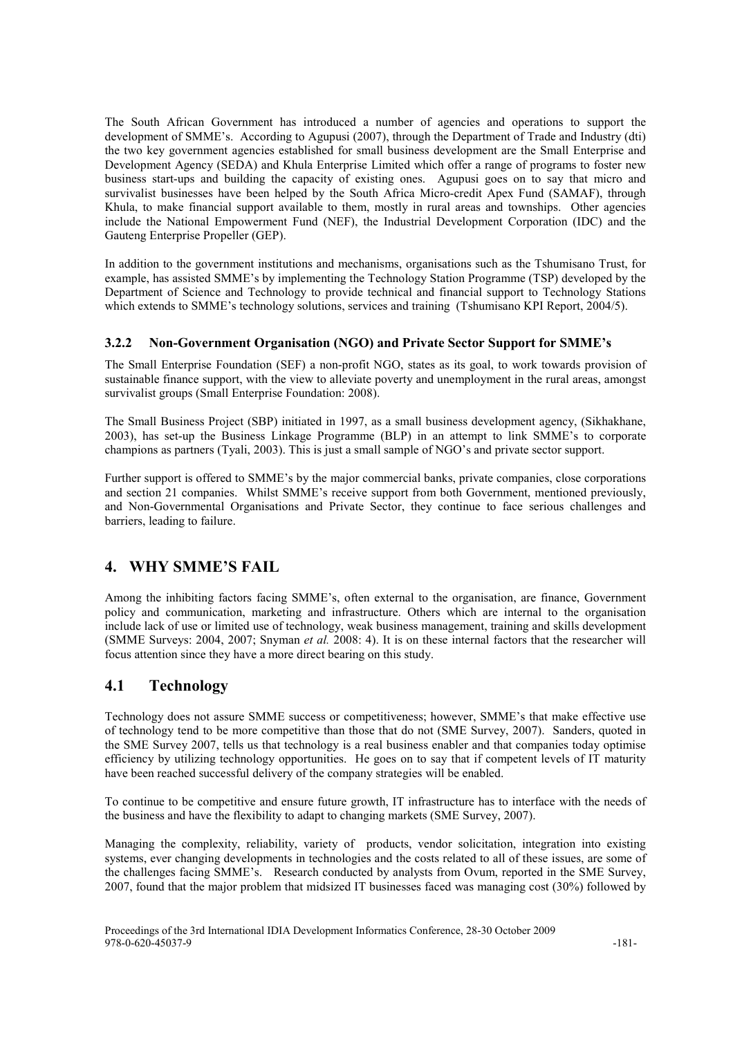The South African Government has introduced a number of agencies and operations to support the development of SMME's. According to Agupusi (2007), through the Department of Trade and Industry (dti) the two key government agencies established for small business development are the Small Enterprise and Development Agency (SEDA) and Khula Enterprise Limited which offer a range of programs to foster new business start-ups and building the capacity of existing ones. Agupusi goes on to say that micro and survivalist businesses have been helped by the South Africa Micro-credit Apex Fund (SAMAF), through Khula, to make financial support available to them, mostly in rural areas and townships. Other agencies include the National Empowerment Fund (NEF), the Industrial Development Corporation (IDC) and the Gauteng Enterprise Propeller (GEP).

In addition to the government institutions and mechanisms, organisations such as the Tshumisano Trust, for example, has assisted SMME's by implementing the Technology Station Programme (TSP) developed by the Department of Science and Technology to provide technical and financial support to Technology Stations which extends to SMME's technology solutions, services and training (Tshumisano KPI Report, 2004/5).

### 3.2.2 Non-Government Organisation (NGO) and Private Sector Support for SMME's

The Small Enterprise Foundation (SEF) a non-profit NGO, states as its goal, to work towards provision of sustainable finance support, with the view to alleviate poverty and unemployment in the rural areas, amongst survivalist groups (Small Enterprise Foundation: 2008).

The Small Business Project (SBP) initiated in 1997, as a small business development agency, (Sikhakhane, 2003), has set-up the Business Linkage Programme (BLP) in an attempt to link SMME's to corporate champions as partners (Tyali, 2003). This is just a small sample of NGO's and private sector support.

Further support is offered to SMME's by the major commercial banks, private companies, close corporations and section 21 companies. Whilst SMME's receive support from both Government, mentioned previously, and Non-Governmental Organisations and Private Sector, they continue to face serious challenges and barriers, leading to failure.

## 4. WHY SMME'S FAIL

Among the inhibiting factors facing SMME's, often external to the organisation, are finance, Government policy and communication, marketing and infrastructure. Others which are internal to the organisation include lack of use or limited use of technology, weak business management, training and skills development (SMME Surveys: 2004, 2007; Snyman *et al.* 2008: 4). It is on these internal factors that the researcher will focus attention since they have a more direct bearing on this study.

## 4.1 Technology

Technology does not assure SMME success or competitiveness; however, SMME's that make effective use of technology tend to be more competitive than those that do not (SME Survey, 2007). Sanders, quoted in the SME Survey 2007, tells us that technology is a real business enabler and that companies today optimise efficiency by utilizing technology opportunities. He goes on to say that if competent levels of IT maturity have been reached successful delivery of the company strategies will be enabled.

To continue to be competitive and ensure future growth, IT infrastructure has to interface with the needs of the business and have the flexibility to adapt to changing markets (SME Survey, 2007).

Managing the complexity, reliability, variety of products, vendor solicitation, integration into existing systems, ever changing developments in technologies and the costs related to all of these issues, are some of the challenges facing SMME's. Research conducted by analysts from Ovum, reported in the SME Survey, 2007, found that the major problem that midsized IT businesses faced was managing cost (30%) followed by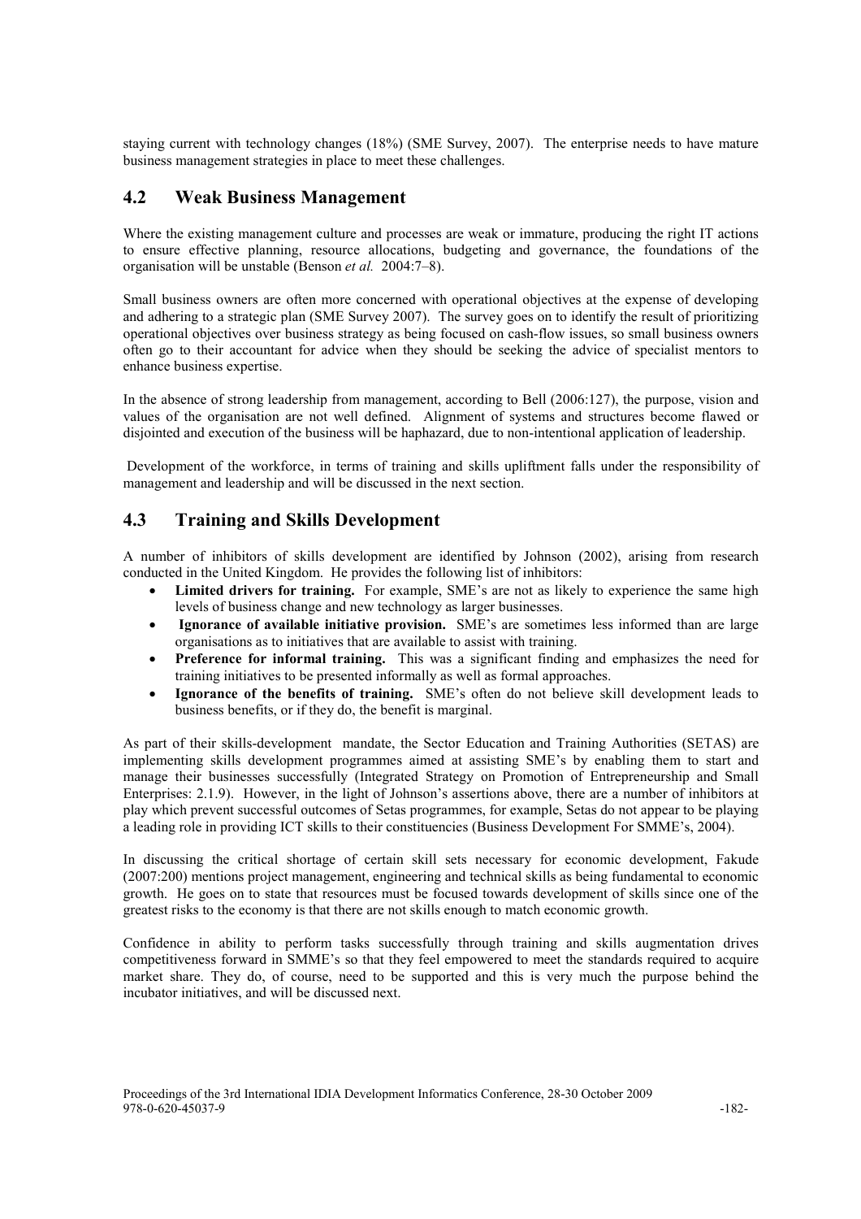staying current with technology changes (18%) (SME Survey, 2007). The enterprise needs to have mature business management strategies in place to meet these challenges.

## 4.2 Weak Business Management

Where the existing management culture and processes are weak or immature, producing the right IT actions to ensure effective planning, resource allocations, budgeting and governance, the foundations of the organisation will be unstable (Benson *et al.* 2004:7–8).

Small business owners are often more concerned with operational objectives at the expense of developing and adhering to a strategic plan (SME Survey 2007). The survey goes on to identify the result of prioritizing operational objectives over business strategy as being focused on cash-flow issues, so small business owners often go to their accountant for advice when they should be seeking the advice of specialist mentors to enhance business expertise.

In the absence of strong leadership from management, according to Bell (2006:127), the purpose, vision and values of the organisation are not well defined. Alignment of systems and structures become flawed or disjointed and execution of the business will be haphazard, due to non-intentional application of leadership.

Development of the workforce, in terms of training and skills upliftment falls under the responsibility of management and leadership and will be discussed in the next section.

## 4.3 Training and Skills Development

A number of inhibitors of skills development are identified by Johnson (2002), arising from research conducted in the United Kingdom. He provides the following list of inhibitors:

- **Limited drivers for training.** For example, SME's are not as likely to experience the same high levels of business change and new technology as larger businesses.
- **Ignorance of available initiative provision.** SME's are sometimes less informed than are large organisations as to initiatives that are available to assist with training.
- **Preference for informal training.** This was a significant finding and emphasizes the need for training initiatives to be presented informally as well as formal approaches.
- **Ignorance of the benefits of training.** SME's often do not believe skill development leads to business benefits, or if they do, the benefit is marginal.

As part of their skills-development mandate, the Sector Education and Training Authorities (SETAS) are implementing skills development programmes aimed at assisting SME's by enabling them to start and manage their businesses successfully (Integrated Strategy on Promotion of Entrepreneurship and Small Enterprises: 2.1.9). However, in the light of Johnson's assertions above, there are a number of inhibitors at play which prevent successful outcomes of Setas programmes, for example, Setas do not appear to be playing a leading role in providing ICT skills to their constituencies (Business Development For SMME's, 2004).

In discussing the critical shortage of certain skill sets necessary for economic development, Fakude (2007:200) mentions project management, engineering and technical skills as being fundamental to economic growth. He goes on to state that resources must be focused towards development of skills since one of the greatest risks to the economy is that there are not skills enough to match economic growth.

Confidence in ability to perform tasks successfully through training and skills augmentation drives competitiveness forward in SMME's so that they feel empowered to meet the standards required to acquire market share. They do, of course, need to be supported and this is very much the purpose behind the incubator initiatives, and will be discussed next.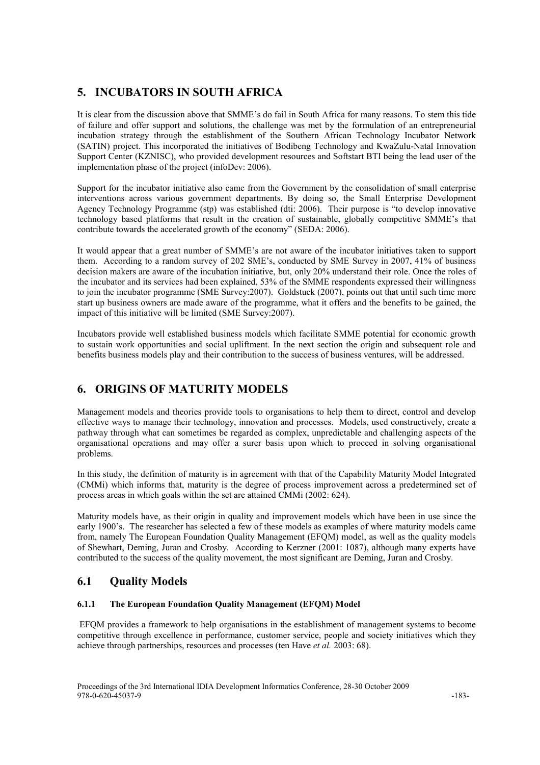## 5. INCUBATORS IN SOUTH AFRICA

It is clear from the discussion above that SMME's do fail in South Africa for many reasons. To stem this tide of failure and offer support and solutions, the challenge was met by the formulation of an entrepreneurial incubation strategy through the establishment of the Southern African Technology Incubator Network (SATIN) project. This incorporated the initiatives of Bodibeng Technology and KwaZulu-Natal Innovation Support Center (KZNISC), who provided development resources and Softstart BTI being the lead user of the implementation phase of the project (infoDev: 2006).

Support for the incubator initiative also came from the Government by the consolidation of small enterprise interventions across various government departments. By doing so, the Small Enterprise Development Agency Technology Programme (stp) was established (dti: 2006). Their purpose is "to develop innovative technology based platforms that result in the creation of sustainable, globally competitive SMME's that contribute towards the accelerated growth of the economy" (SEDA: 2006).

It would appear that a great number of SMME's are not aware of the incubator initiatives taken to support them. According to a random survey of 202 SME's, conducted by SME Survey in 2007, 41% of business decision makers are aware of the incubation initiative, but, only 20% understand their role. Once the roles of the incubator and its services had been explained, 53% of the SMME respondents expressed their willingness to join the incubator programme (SME Survey:2007). Goldstuck (2007), points out that until such time more start up business owners are made aware of the programme, what it offers and the benefits to be gained, the impact of this initiative will be limited (SME Survey:2007).

Incubators provide well established business models which facilitate SMME potential for economic growth to sustain work opportunities and social upliftment. In the next section the origin and subsequent role and benefits business models play and their contribution to the success of business ventures, will be addressed.

## 6. ORIGINS OF MATURITY MODELS

Management models and theories provide tools to organisations to help them to direct, control and develop effective ways to manage their technology, innovation and processes. Models, used constructively, create a pathway through what can sometimes be regarded as complex, unpredictable and challenging aspects of the organisational operations and may offer a surer basis upon which to proceed in solving organisational problems.

In this study, the definition of maturity is in agreement with that of the Capability Maturity Model Integrated (CMMi) which informs that, maturity is the degree of process improvement across a predetermined set of process areas in which goals within the set are attained CMMi (2002: 624).

Maturity models have, as their origin in quality and improvement models which have been in use since the early 1900's. The researcher has selected a few of these models as examples of where maturity models came from, namely The European Foundation Quality Management (EFQM) model, as well as the quality models of Shewhart, Deming, Juran and Crosby. According to Kerzner (2001: 1087), although many experts have contributed to the success of the quality movement, the most significant are Deming, Juran and Crosby.

## 6.1 Quality Models

#### 6.1.1 The European Foundation Quality Management (EFQM) Model

EFQM provides a framework to help organisations in the establishment of management systems to become competitive through excellence in performance, customer service, people and society initiatives which they achieve through partnerships, resources and processes (ten Have *et al.* 2003: 68).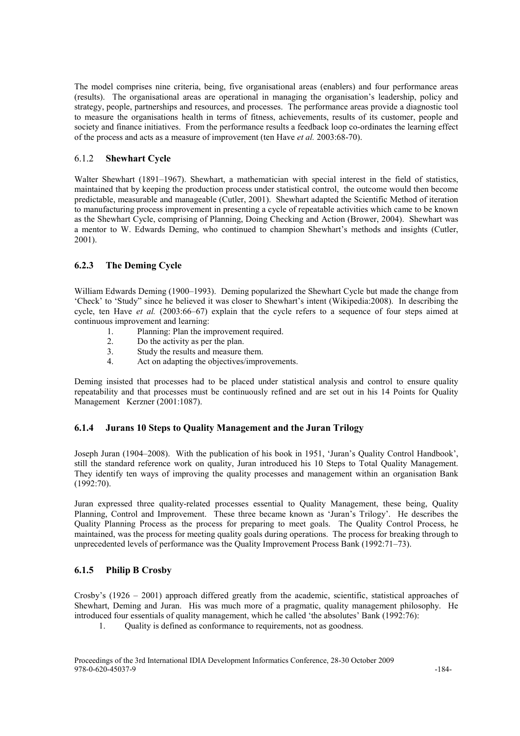The model comprises nine criteria, being, five organisational areas (enablers) and four performance areas (results). The organisational areas are operational in managing the organisation's leadership, policy and strategy, people, partnerships and resources, and processes. The performance areas provide a diagnostic tool to measure the organisations health in terms of fitness, achievements, results of its customer, people and society and finance initiatives. From the performance results a feedback loop co-ordinates the learning effect of the process and acts as a measure of improvement (ten Have *et al.* 2003:68-70).

### 6.1.2 **Shewhart Cycle**

Walter Shewhart (1891–1967). Shewhart, a mathematician with special interest in the field of statistics, maintained that by keeping the production process under statistical control, the outcome would then become predictable, measurable and manageable (Cutler, 2001). Shewhart adapted the Scientific Method of iteration to manufacturing process improvement in presenting a cycle of repeatable activities which came to be known as the Shewhart Cycle, comprising of Planning, Doing Checking and Action (Brower, 2004). Shewhart was a mentor to W. Edwards Deming, who continued to champion Shewhart's methods and insights (Cutler, 2001).

### 6.2.3 The Deming Cycle

William Edwards Deming (1900–1993). Deming popularized the Shewhart Cycle but made the change from 'Check' to 'Study" since he believed it was closer to Shewhart's intent (Wikipedia:2008). In describing the cycle, ten Have *et al.* (2003:66–67) explain that the cycle refers to a sequence of four steps aimed at continuous improvement and learning:

1. Planning: Plan the improvement required.
2. Do the activity as per the plan.
3. Study the results and measure them.
4. Act on adapting the objectives/improvements.

Deming insisted that processes had to be placed under statistical analysis and control to ensure quality repeatability and that processes must be continuously refined and are set out in his 14 Points for Quality Management Kerzner (2001:1087).

### 6.1.4 Jurans 10 Steps to Quality Management and the Juran Trilogy

Joseph Juran (1904–2008). With the publication of his book in 1951, 'Juran's Quality Control Handbook', still the standard reference work on quality, Juran introduced his 10 Steps to Total Quality Management. They identify ten ways of improving the quality processes and management within an organisation Bank (1992:70).

Juran expressed three quality-related processes essential to Quality Management, these being, Quality Planning, Control and Improvement. These three became known as 'Juran's Trilogy'. He describes the Quality Planning Process as the process for preparing to meet goals. The Quality Control Process, he maintained, was the process for meeting quality goals during operations. The process for breaking through to unprecedented levels of performance was the Quality Improvement Process Bank (1992:71–73).

### 6.1.5 Philip B Crosby

Crosby's (1926 – 2001) approach differed greatly from the academic, scientific, statistical approaches of Shewhart, Deming and Juran. His was much more of a pragmatic, quality management philosophy. He introduced four essentials of quality management, which he called 'the absolutes' Bank (1992:76):

1. Quality is defined as conformance to requirements, not as goodness.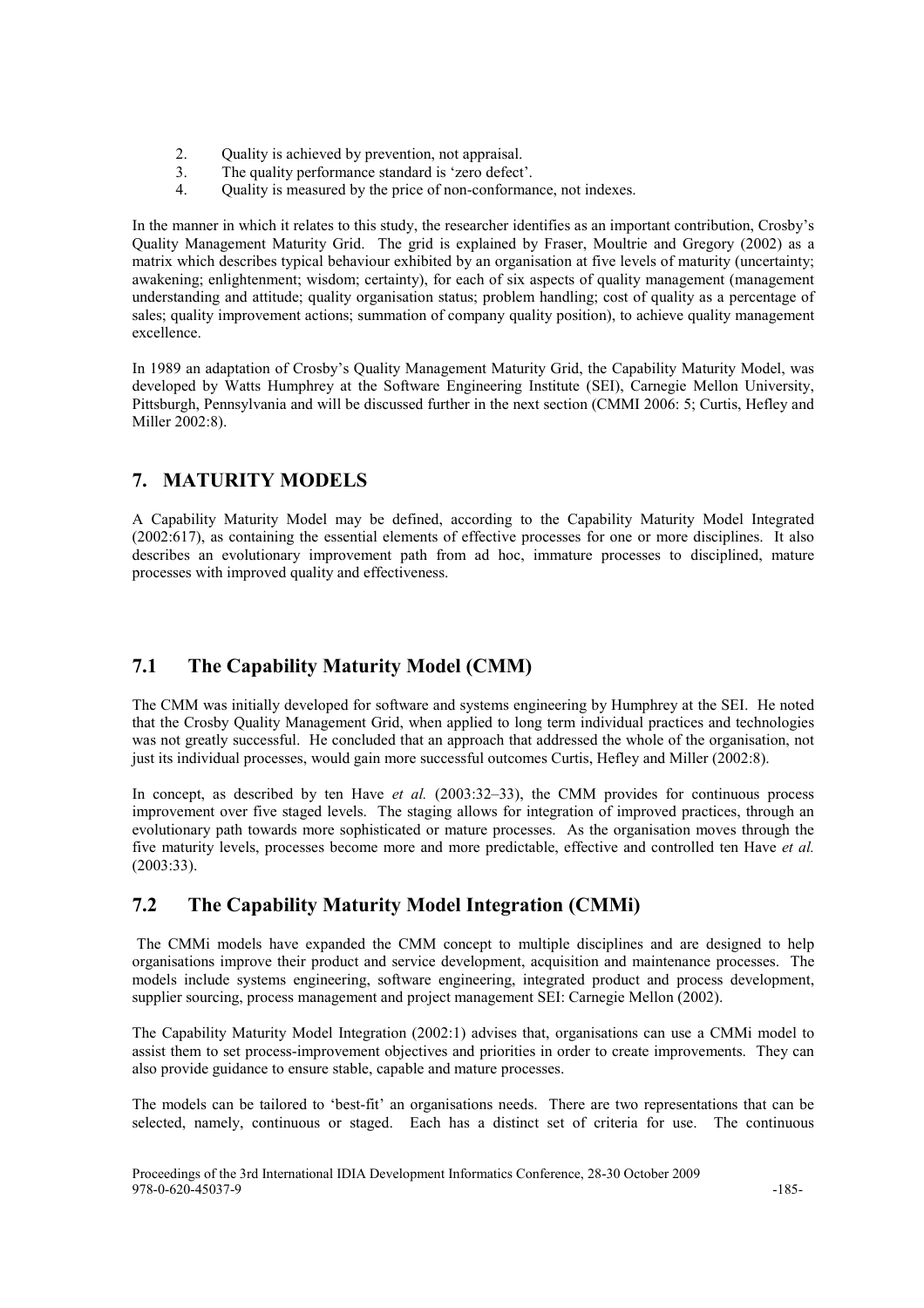2. Quality is achieved by prevention, not appraisal.
3. The quality performance standard is 'zero defect'.
4. Quality is measured by the price of non-conformance, not indexes.

In the manner in which it relates to this study, the researcher identifies as an important contribution, Crosby's Quality Management Maturity Grid. The grid is explained by Fraser, Moultrie and Gregory (2002) as a matrix which describes typical behaviour exhibited by an organisation at five levels of maturity (uncertainty; awakening; enlightenment; wisdom; certainty), for each of six aspects of quality management (management understanding and attitude; quality organisation status; problem handling; cost of quality as a percentage of sales; quality improvement actions; summation of company quality position), to achieve quality management excellence.

In 1989 an adaptation of Crosby's Quality Management Maturity Grid, the Capability Maturity Model, was developed by Watts Humphrey at the Software Engineering Institute (SEI), Carnegie Mellon University, Pittsburgh, Pennsylvania and will be discussed further in the next section (CMMI 2006: 5; Curtis, Hefley and Miller 2002:8).

## 7. MATURITY MODELS

A Capability Maturity Model may be defined, according to the Capability Maturity Model Integrated (2002:617), as containing the essential elements of effective processes for one or more disciplines. It also describes an evolutionary improvement path from ad hoc, immature processes to disciplined, mature processes with improved quality and effectiveness.

### 7.1 The Capability Maturity Model (CMM)

The CMM was initially developed for software and systems engineering by Humphrey at the SEI. He noted that the Crosby Quality Management Grid, when applied to long term individual practices and technologies was not greatly successful. He concluded that an approach that addressed the whole of the organisation, not just its individual processes, would gain more successful outcomes Curtis, Hefley and Miller (2002:8).

In concept, as described by ten Have *et al.* (2003:32–33), the CMM provides for continuous process improvement over five staged levels. The staging allows for integration of improved practices, through an evolutionary path towards more sophisticated or mature processes. As the organisation moves through the five maturity levels, processes become more and more predictable, effective and controlled ten Have *et al.* (2003:33).

### 7.2 The Capability Maturity Model Integration (CMMi)

The CMMi models have expanded the CMM concept to multiple disciplines and are designed to help organisations improve their product and service development, acquisition and maintenance processes. The models include systems engineering, software engineering, integrated product and process development, supplier sourcing, process management and project management SEI: Carnegie Mellon (2002).

The Capability Maturity Model Integration (2002:1) advises that, organisations can use a CMMi model to assist them to set process-improvement objectives and priorities in order to create improvements. They can also provide guidance to ensure stable, capable and mature processes.

The models can be tailored to 'best-fit' an organisations needs. There are two representations that can be selected, namely, continuous or staged. Each has a distinct set of criteria for use. The continuous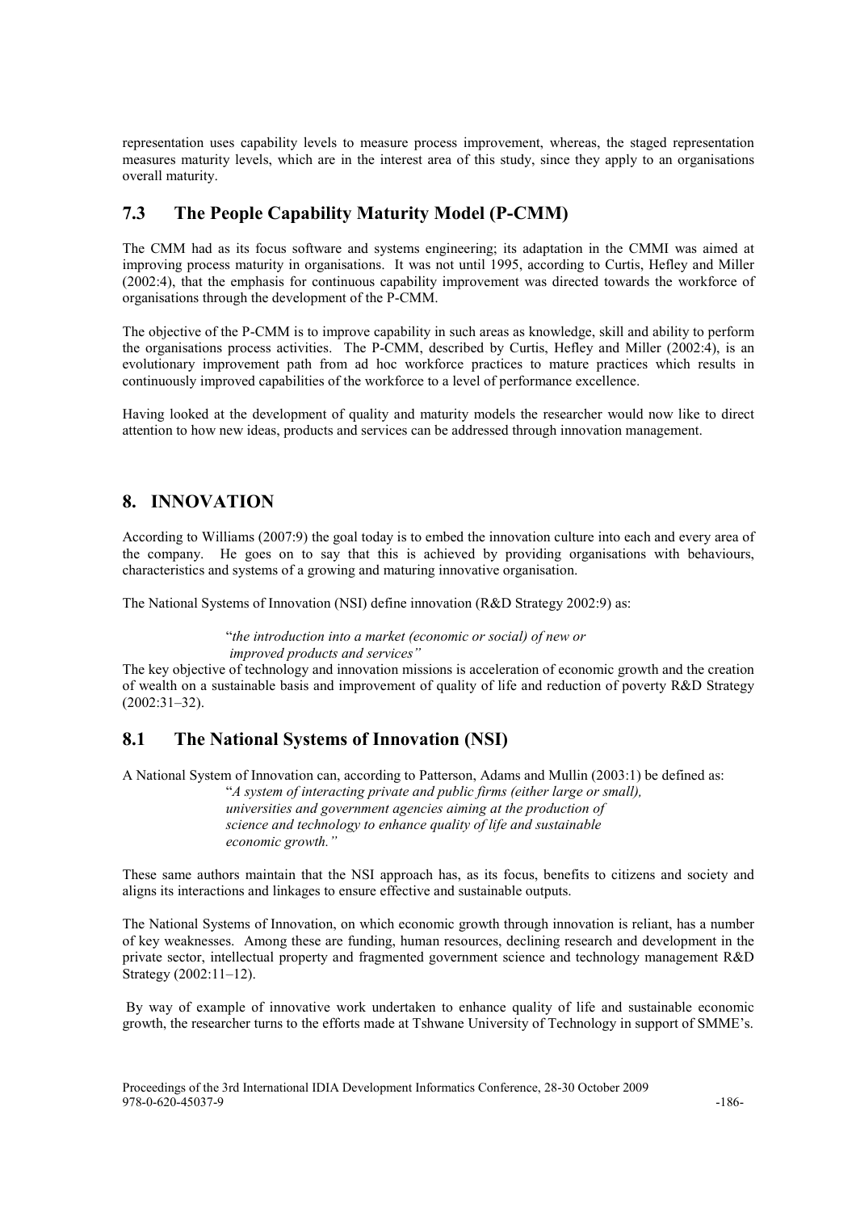representation uses capability levels to measure process improvement, whereas, the staged representation measures maturity levels, which are in the interest area of this study, since they apply to an organisations overall maturity.

### 7.3 The People Capability Maturity Model (P-CMM)

The CMM had as its focus software and systems engineering; its adaptation in the CMMI was aimed at improving process maturity in organisations. It was not until 1995, according to Curtis, Hefley and Miller (2002:4), that the emphasis for continuous capability improvement was directed towards the workforce of organisations through the development of the P-CMM.

The objective of the P-CMM is to improve capability in such areas as knowledge, skill and ability to perform the organisations process activities. The P-CMM, described by Curtis, Hefley and Miller (2002:4), is an evolutionary improvement path from ad hoc workforce practices to mature practices which results in continuously improved capabilities of the workforce to a level of performance excellence.

Having looked at the development of quality and maturity models the researcher would now like to direct attention to how new ideas, products and services can be addressed through innovation management.

## 8. INNOVATION

According to Williams (2007:9) the goal today is to embed the innovation culture into each and every area of the company. He goes on to say that this is achieved by providing organisations with behaviours, characteristics and systems of a growing and maturing innovative organisation.

The National Systems of Innovation (NSI) define innovation (R&D Strategy 2002:9) as:

> "*the introduction into a market (economic or social) of new or improved products and services*"

The key objective of technology and innovation missions is acceleration of economic growth and the creation of wealth on a sustainable basis and improvement of quality of life and reduction of poverty R&D Strategy (2002:31–32).

### 8.1 The National Systems of Innovation (NSI)

A National System of Innovation can, according to Patterson, Adams and Mullin (2003:1) be defined as:

> "*A system of interacting private and public firms (either large or small), universities and government agencies aiming at the production of science and technology to enhance quality of life and sustainable economic growth.*"

These same authors maintain that the NSI approach has, as its focus, benefits to citizens and society and aligns its interactions and linkages to ensure effective and sustainable outputs.

The National Systems of Innovation, on which economic growth through innovation is reliant, has a number of key weaknesses. Among these are funding, human resources, declining research and development in the private sector, intellectual property and fragmented government science and technology management R&D Strategy (2002:11–12).

By way of example of innovative work undertaken to enhance quality of life and sustainable economic growth, the researcher turns to the efforts made at Tshwane University of Technology in support of SMME's.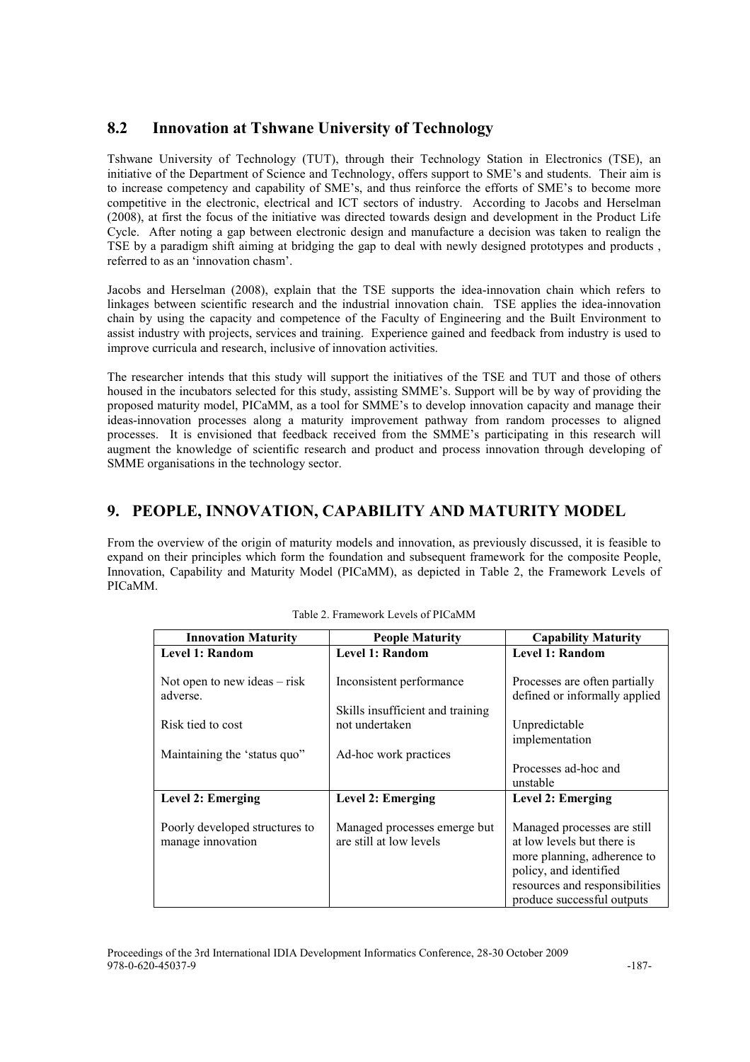## 8.2 Innovation at Tshwane University of Technology

Tshwane University of Technology (TUT), through their Technology Station in Electronics (TSE), an initiative of the Department of Science and Technology, offers support to SME's and students. Their aim is to increase competency and capability of SME's, and thus reinforce the efforts of SME's to become more competitive in the electronic, electrical and ICT sectors of industry. According to Jacobs and Herselman (2008), at first the focus of the initiative was directed towards design and development in the Product Life Cycle. After noting a gap between electronic design and manufacture a decision was taken to realign the TSE by a paradigm shift aiming at bridging the gap to deal with newly designed prototypes and products , referred to as an 'innovation chasm'.

Jacobs and Herselman (2008), explain that the TSE supports the idea-innovation chain which refers to linkages between scientific research and the industrial innovation chain. TSE applies the idea-innovation chain by using the capacity and competence of the Faculty of Engineering and the Built Environment to assist industry with projects, services and training. Experience gained and feedback from industry is used to improve curricula and research, inclusive of innovation activities.

The researcher intends that this study will support the initiatives of the TSE and TUT and those of others housed in the incubators selected for this study, assisting SMME's. Support will be by way of providing the proposed maturity model, PICaMM, as a tool for SMME's to develop innovation capacity and manage their ideas-innovation processes along a maturity improvement pathway from random processes to aligned processes. It is envisioned that feedback received from the SMME's participating in this research will augment the knowledge of scientific research and product and process innovation through developing of SMME organisations in the technology sector.

# 9. PEOPLE, INNOVATION, CAPABILITY AND MATURITY MODEL

From the overview of the origin of maturity models and innovation, as previously discussed, it is feasible to expand on their principles which form the foundation and subsequent framework for the composite People, Innovation, Capability and Maturity Model (PICaMM), as depicted in Table 2, the Framework Levels of PICaMM.

Table 2. Framework Levels of PICaMM

| Innovation Maturity | People Maturity | Capability Maturity |
|---|---|---|
| **Level 1: Random**<br><br>Not open to new ideas – risk adverse.<br><br>Risk tied to cost<br><br>Maintaining the 'status quo" | **Level 1: Random**<br><br>Inconsistent performance<br><br>Skills insufficient and training not undertaken<br><br>Ad-hoc work practices | **Level 1: Random**<br><br>Processes are often partially defined or informally applied<br><br>Unpredictable implementation<br><br>Processes ad-hoc and unstable |
| **Level 2: Emerging**<br><br>Poorly developed structures to manage innovation | **Level 2: Emerging**<br><br>Managed processes emerge but are still at low levels | **Level 2: Emerging**<br><br>Managed processes are still at low levels but there is more planning, adherence to policy, and identified resources and responsibilities produce successful outputs |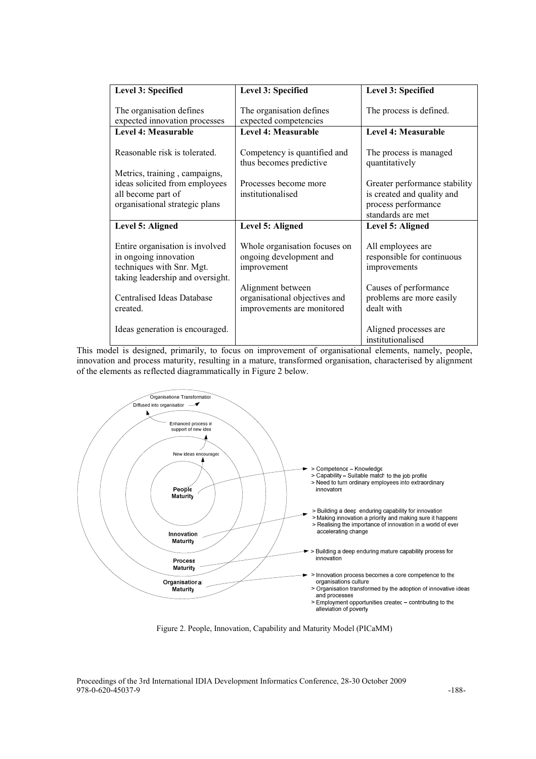| Level 3: Specified<br><br>The organisation defines expected innovation processes | Level 3: Specified<br><br>The organisation defines expected competencies | Level 3: Specified<br><br>The process is defined. |
|---|---|---|
| **Level 4: Measurable**<br><br>Reasonable risk is tolerated.<br><br>Metrics, training , campaigns, ideas solicited from employees all become part of organisational strategic plans | **Level 4: Measurable**<br><br>Competency is quantified and thus becomes predictive<br><br>Processes become more institutionalised | **Level 4: Measurable**<br><br>The process is managed quantitatively<br><br>Greater performance stability is created and quality and process performance standards are met |
| **Level 5: Aligned**<br><br>Entire organisation is involved in ongoing innovation techniques with Snr. Mgt. taking leadership and oversight.<br><br>Centralised Ideas Database created.<br><br>Ideas generation is encouraged. | **Level 5: Aligned**<br><br>Whole organisation focuses on ongoing development and improvement<br><br>Alignment between organisational objectives and improvements are monitored | **Level 5: Aligned**<br><br>All employees are responsible for continuous improvements<br><br>Causes of performance problems are more easily dealt with<br><br>Aligned processes are institutionalised |

This model is designed, primarily, to focus on improvement of organisational elements, namely, people, innovation and process maturity, resulting in a mature, transformed organisation, characterised by alignment of the elements as reflected diagrammatically in Figure 2 below.

Figure 2. People, Innovation, Capability and Maturity Model (PICaMM)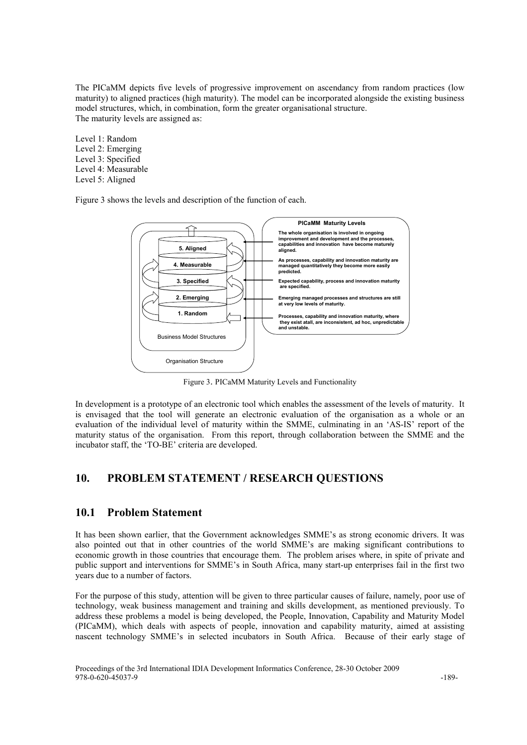The PICaMM depicts five levels of progressive improvement on ascendancy from random practices (low maturity) to aligned practices (high maturity). The model can be incorporated alongside the existing business model structures, which, in combination, form the greater organisational structure.
The maturity levels are assigned as:

Level 1: Random
Level 2: Emerging
Level 3: Specified
Level 4: Measurable
Level 5: Aligned

Figure 3 shows the levels and description of the function of each.

Figure 3. PICaMM Maturity Levels and Functionality

In development is a prototype of an electronic tool which enables the assessment of the levels of maturity. It is envisaged that the tool will generate an electronic evaluation of the organisation as a whole or an evaluation of the individual level of maturity within the SMME, culminating in an 'AS-IS' report of the maturity status of the organisation. From this report, through collaboration between the SMME and the incubator staff, the 'TO-BE' criteria are developed.

## 10. PROBLEM STATEMENT / RESEARCH QUESTIONS

### 10.1 Problem Statement

It has been shown earlier, that the Government acknowledges SMME's as strong economic drivers. It was also pointed out that in other countries of the world SMME's are making significant contributions to economic growth in those countries that encourage them. The problem arises where, in spite of private and public support and interventions for SMME's in South Africa, many start-up enterprises fail in the first two years due to a number of factors.

For the purpose of this study, attention will be given to three particular causes of failure, namely, poor use of technology, weak business management and training and skills development, as mentioned previously. To address these problems a model is being developed, the People, Innovation, Capability and Maturity Model (PICaMM), which deals with aspects of people, innovation and capability maturity, aimed at assisting nascent technology SMME's in selected incubators in South Africa. Because of their early stage of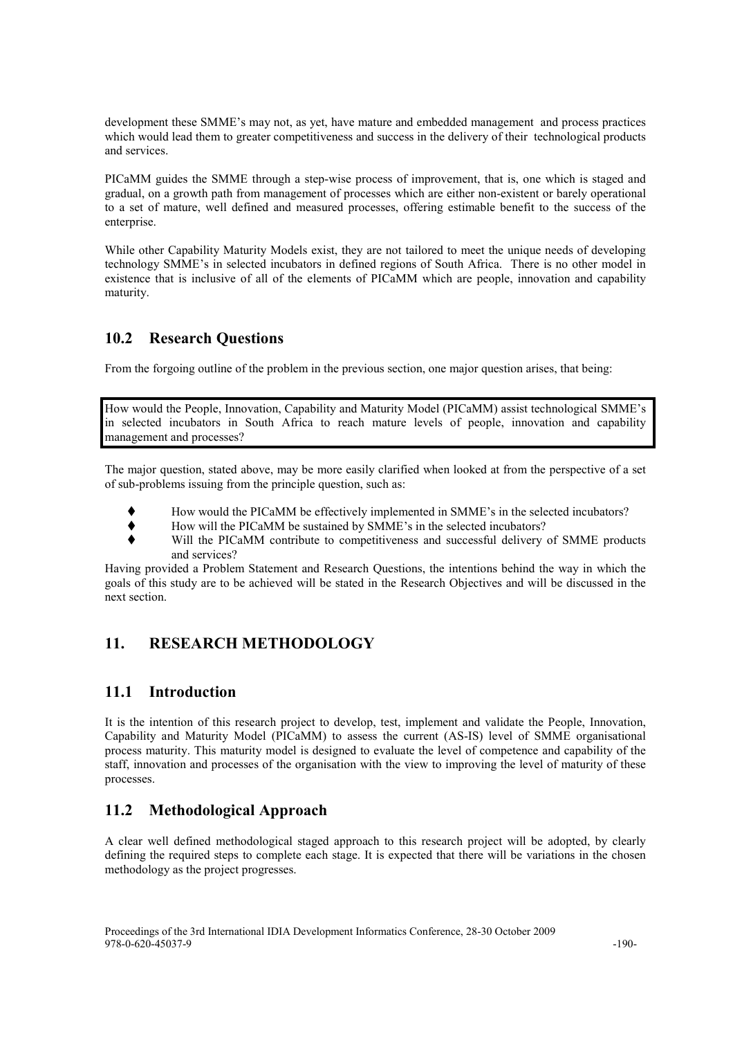development these SMME's may not, as yet, have mature and embedded management and process practices which would lead them to greater competitiveness and success in the delivery of their technological products and services.

PICaMM guides the SMME through a step-wise process of improvement, that is, one which is staged and gradual, on a growth path from management of processes which are either non-existent or barely operational to a set of mature, well defined and measured processes, offering estimable benefit to the success of the enterprise.

While other Capability Maturity Models exist, they are not tailored to meet the unique needs of developing technology SMME's in selected incubators in defined regions of South Africa. There is no other model in existence that is inclusive of all of the elements of PICaMM which are people, innovation and capability maturity.

## 10.2 Research Questions

From the forgoing outline of the problem in the previous section, one major question arises, that being:

> How would the People, Innovation, Capability and Maturity Model (PICaMM) assist technological SMME's in selected incubators in South Africa to reach mature levels of people, innovation and capability management and processes?

The major question, stated above, may be more easily clarified when looked at from the perspective of a set of sub-problems issuing from the principle question, such as:

- How would the PICaMM be effectively implemented in SMME's in the selected incubators?
- How will the PICaMM be sustained by SMME's in the selected incubators?
- Will the PICaMM contribute to competitiveness and successful delivery of SMME products and services?

Having provided a Problem Statement and Research Questions, the intentions behind the way in which the goals of this study are to be achieved will be stated in the Research Objectives and will be discussed in the next section.

# 11. RESEARCH METHODOLOGY

## 11.1 Introduction

It is the intention of this research project to develop, test, implement and validate the People, Innovation, Capability and Maturity Model (PICaMM) to assess the current (AS-IS) level of SMME organisational process maturity. This maturity model is designed to evaluate the level of competence and capability of the staff, innovation and processes of the organisation with the view to improving the level of maturity of these processes.

## 11.2 Methodological Approach

A clear well defined methodological staged approach to this research project will be adopted, by clearly defining the required steps to complete each stage. It is expected that there will be variations in the chosen methodology as the project progresses.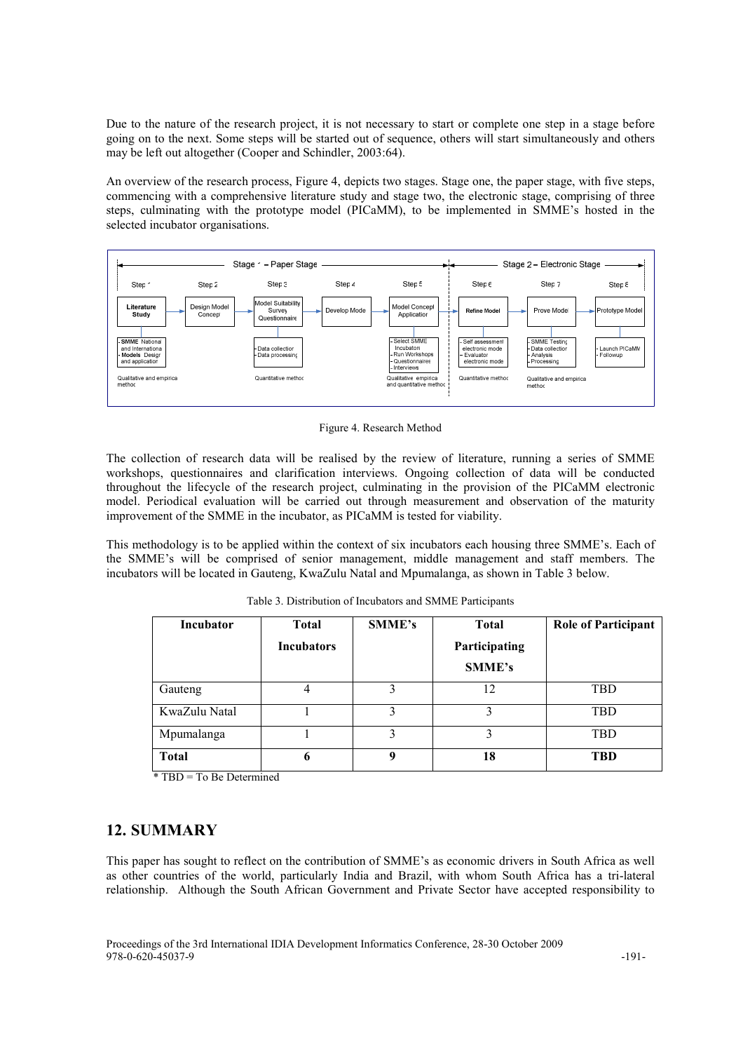Due to the nature of the research project, it is not necessary to start or complete one step in a stage before going on to the next. Some steps will be started out of sequence, others will start simultaneously and others may be left out altogether (Cooper and Schindler, 2003:64).

An overview of the research process, Figure 4, depicts two stages. Stage one, the paper stage, with five steps, commencing with a comprehensive literature study and stage two, the electronic stage, comprising of three steps, culminating with the prototype model (PICaMM), to be implemented in SMME's hosted in the selected incubator organisations.

Figure 4. Research Method

The collection of research data will be realised by the review of literature, running a series of SMME workshops, questionnaires and clarification interviews. Ongoing collection of data will be conducted throughout the lifecycle of the research project, culminating in the provision of the PICaMM electronic model. Periodical evaluation will be carried out through measurement and observation of the maturity improvement of the SMME in the incubator, as PICaMM is tested for viability.

This methodology is to be applied within the context of six incubators each housing three SMME's. Each of the SMME's will be comprised of senior management, middle management and staff members. The incubators will be located in Gauteng, KwaZulu Natal and Mpumalanga, as shown in Table 3 below.

Table 3. Distribution of Incubators and SMME Participants

| Incubator | Total Incubators | SMME's | Total Participating SMME's | Role of Participant |
|---|---|---|---|---|
| Gauteng | 4 | 3 | 12 | TBD |
| KwaZulu Natal | 1 | 3 | 3 | TBD |
| Mpumalanga | 1 | 3 | 3 | TBD |
| **Total** | **6** | **9** | **18** | **TBD** |

* TBD = To Be Determined

## 12. SUMMARY

This paper has sought to reflect on the contribution of SMME's as economic drivers in South Africa as well as other countries of the world, particularly India and Brazil, with whom South Africa has a tri-lateral relationship. Although the South African Government and Private Sector have accepted responsibility to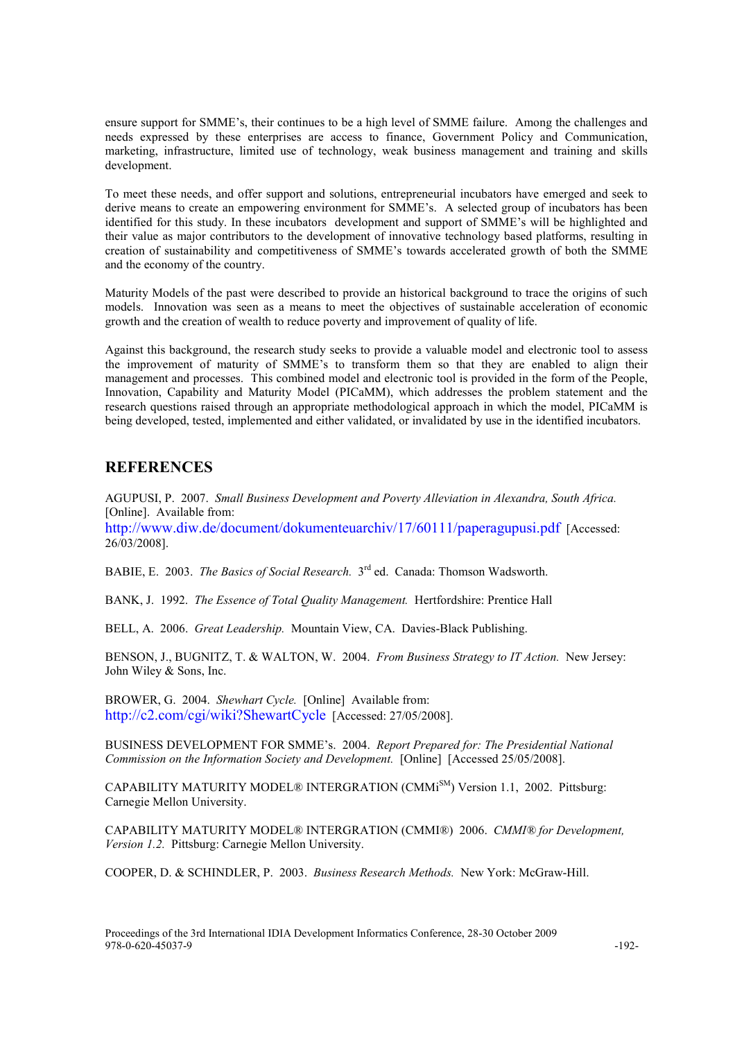ensure support for SMME's, their continues to be a high level of SMME failure. Among the challenges and needs expressed by these enterprises are access to finance, Government Policy and Communication, marketing, infrastructure, limited use of technology, weak business management and training and skills development.

To meet these needs, and offer support and solutions, entrepreneurial incubators have emerged and seek to derive means to create an empowering environment for SMME's. A selected group of incubators has been identified for this study. In these incubators development and support of SMME's will be highlighted and their value as major contributors to the development of innovative technology based platforms, resulting in creation of sustainability and competitiveness of SMME's towards accelerated growth of both the SMME and the economy of the country.

Maturity Models of the past were described to provide an historical background to trace the origins of such models. Innovation was seen as a means to meet the objectives of sustainable acceleration of economic growth and the creation of wealth to reduce poverty and improvement of quality of life.

Against this background, the research study seeks to provide a valuable model and electronic tool to assess the improvement of maturity of SMME's to transform them so that they are enabled to align their management and processes. This combined model and electronic tool is provided in the form of the People, Innovation, Capability and Maturity Model (PICaMM), which addresses the problem statement and the research questions raised through an appropriate methodological approach in which the model, PICaMM is being developed, tested, implemented and either validated, or invalidated by use in the identified incubators.

## REFERENCES

AGUPUSI, P. 2007. *Small Business Development and Poverty Alleviation in Alexandra, South Africa.* [Online]. Available from: http://www.diw.de/document/dokumenteuarchiv/17/60111/paperagupusi.pdf [Accessed: 26/03/2008].

BABIE, E. 2003. *The Basics of Social Research.* 3rd ed. Canada: Thomson Wadsworth.

BANK, J. 1992. *The Essence of Total Quality Management.* Hertfordshire: Prentice Hall

BELL, A. 2006. *Great Leadership.* Mountain View, CA. Davies-Black Publishing.

BENSON, J., BUGNITZ, T. & WALTON, W. 2004. *From Business Strategy to IT Action.* New Jersey: John Wiley & Sons, Inc.

BROWER, G. 2004. *Shewhart Cycle.* [Online] Available from: http://c2.com/cgi/wiki?ShewartCycle [Accessed: 27/05/2008].

BUSINESS DEVELOPMENT FOR SMME's. 2004. *Report Prepared for: The Presidential National Commission on the Information Society and Development.* [Online] [Accessed 25/05/2008].

CAPABILITY MATURITY MODEL® INTERGRATION (CMMi℠) Version 1.1, 2002. Pittsburg: Carnegie Mellon University.

CAPABILITY MATURITY MODEL® INTERGRATION (CMMI®) 2006. *CMMI® for Development, Version 1.2.* Pittsburg: Carnegie Mellon University.

COOPER, D. & SCHINDLER, P. 2003. *Business Research Methods.* New York: McGraw-Hill.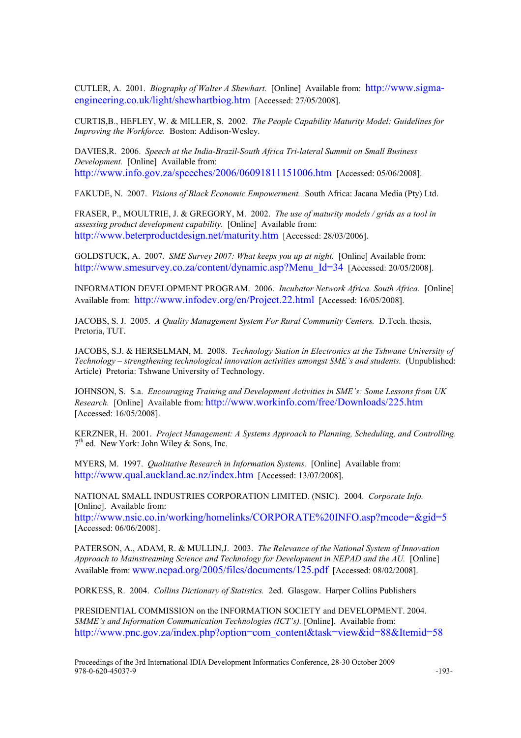CUTLER, A. 2001. *Biography of Walter A Shewhart.* [Online] Available from: http://www.sigma-engineering.co.uk/light/shewhartbiog.htm [Accessed: 27/05/2008].

CURTIS,B., HEFLEY, W. & MILLER, S. 2002. *The People Capability Maturity Model: Guidelines for Improving the Workforce.* Boston: Addison-Wesley.

DAVIES,R. 2006. *Speech at the India-Brazil-South Africa Tri-lateral Summit on Small Business Development.* [Online] Available from: http://www.info.gov.za/speeches/2006/06091811151006.htm [Accessed: 05/06/2008].

FAKUDE, N. 2007. *Visions of Black Economic Empowerment.* South Africa: Jacana Media (Pty) Ltd.

FRASER, P., MOULTRIE, J. & GREGORY, M. 2002. *The use of maturity models / grids as a tool in assessing product development capability.* [Online] Available from: http://www.beterproductdesign.net/maturity.htm [Accessed: 28/03/2006].

GOLDSTUCK, A. 2007. *SME Survey 2007: What keeps you up at night.* [Online] Available from: http://www.smesurvey.co.za/content/dynamic.asp?Menu_Id=34 [Accessed: 20/05/2008].

INFORMATION DEVELOPMENT PROGRAM. 2006. *Incubator Network Africa. South Africa.* [Online] Available from: http://www.infodev.org/en/Project.22.html [Accessed: 16/05/2008].

JACOBS, S. J. 2005. *A Quality Management System For Rural Community Centers.* D.Tech. thesis, Pretoria, TUT.

JACOBS, S.J. & HERSELMAN, M. 2008. *Technology Station in Electronics at the Tshwane University of Technology – strengthening technological innovation activities amongst SME's and students.* (Unpublished: Article) Pretoria: Tshwane University of Technology.

JOHNSON, S. S.a. *Encouraging Training and Development Activities in SME's: Some Lessons from UK Research.* [Online] Available from: http://www.workinfo.com/free/Downloads/225.htm [Accessed: 16/05/2008].

KERZNER, H. 2001. *Project Management: A Systems Approach to Planning, Scheduling, and Controlling.* 7th ed. New York: John Wiley & Sons, Inc.

MYERS, M. 1997. *Qualitative Research in Information Systems.* [Online] Available from: http://www.qual.auckland.ac.nz/index.htm [Accessed: 13/07/2008].

NATIONAL SMALL INDUSTRIES CORPORATION LIMITED. (NSIC). 2004. *Corporate Info.* [Online]. Available from: http://www.nsic.co.in/working/homelinks/CORPORATE%20INFO.asp?mcode=&gid=5 [Accessed: 06/06/2008].

PATERSON, A., ADAM, R. & MULLIN,J. 2003. *The Relevance of the National System of Innovation Approach to Mainstreaming Science and Technology for Development in NEPAD and the AU.* [Online] Available from: www.nepad.org/2005/files/documents/125.pdf [Accessed: 08/02/2008].

PORKESS, R. 2004. *Collins Dictionary of Statistics.* 2ed. Glasgow. Harper Collins Publishers

PRESIDENTIAL COMMISSION on the INFORMATION SOCIETY and DEVELOPMENT. 2004. *SMME's and Information Communication Technologies (ICT's).* [Online]. Available from: http://www.pnc.gov.za/index.php?option=com_content&task=view&id=88&Itemid=58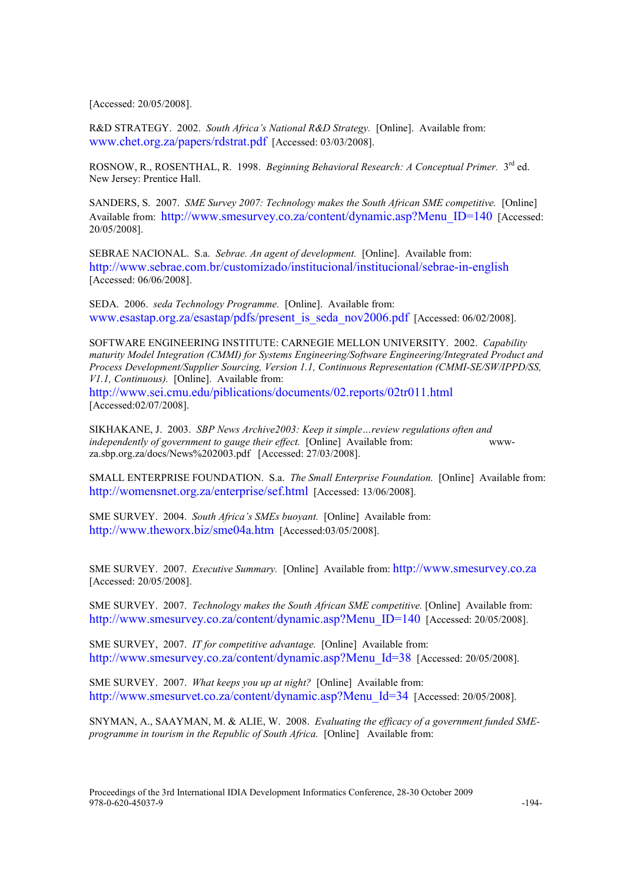[Accessed: 20/05/2008].

R&D STRATEGY. 2002. *South Africa's National R&D Strategy.* [Online]. Available from: www.chet.org.za/papers/rdstrat.pdf [Accessed: 03/03/2008].

ROSNOW, R., ROSENTHAL, R. 1998. *Beginning Behavioral Research: A Conceptual Primer.* 3rd ed. New Jersey: Prentice Hall.

SANDERS, S. 2007. *SME Survey 2007: Technology makes the South African SME competitive.* [Online] Available from: http://www.smesurvey.co.za/content/dynamic.asp?Menu_ID=140 [Accessed: 20/05/2008].

SEBRAE NACIONAL. S.a. *Sebrae. An agent of development.* [Online]. Available from: http://www.sebrae.com.br/customizado/institucional/institucional/sebrae-in-english [Accessed: 06/06/2008].

SEDA. 2006. *seda Technology Programme.* [Online]. Available from: www.esastap.org.za/esastap/pdfs/present_is_seda_nov2006.pdf [Accessed: 06/02/2008].

SOFTWARE ENGINEERING INSTITUTE: CARNEGIE MELLON UNIVERSITY. 2002. *Capability maturity Model Integration (CMMI) for Systems Engineering/Software Engineering/Integrated Product and Process Development/Supplier Sourcing, Version 1.1, Continuous Representation (CMMI-SE/SW/IPPD/SS, V1.1, Continuous).* [Online]. Available from: http://www.sei.cmu.edu/piblications/documents/02.reports/02tr011.html [Accessed:02/07/2008].

SIKHAKANE, J. 2003. *SBP News Archive2003: Keep it simple…review regulations often and independently of government to gauge their effect.* [Online] Available from: www-za.sbp.org.za/docs/News%202003.pdf [Accessed: 27/03/2008].

SMALL ENTERPRISE FOUNDATION. S.a. *The Small Enterprise Foundation.* [Online] Available from: http://womensnet.org.za/enterprise/sef.html [Accessed: 13/06/2008].

SME SURVEY. 2004. *South Africa's SMEs buoyant.* [Online] Available from: http://www.theworx.biz/sme04a.htm [Accessed:03/05/2008].

SME SURVEY. 2007. *Executive Summary.* [Online] Available from: http://www.smesurvey.co.za [Accessed: 20/05/2008].

SME SURVEY. 2007. *Technology makes the South African SME competitive.* [Online] Available from: http://www.smesurvey.co.za/content/dynamic.asp?Menu_ID=140 [Accessed: 20/05/2008].

SME SURVEY, 2007. *IT for competitive advantage.* [Online] Available from: http://www.smesurvey.co.za/content/dynamic.asp?Menu_Id=38 [Accessed: 20/05/2008].

SME SURVEY. 2007. *What keeps you up at night?* [Online] Available from: http://www.smesurvet.co.za/content/dynamic.asp?Menu_Id=34 [Accessed: 20/05/2008].

SNYMAN, A., SAAYMAN, M. & ALIE, W. 2008. *Evaluating the efficacy of a government funded SME-programme in tourism in the Republic of South Africa.* [Online] Available from: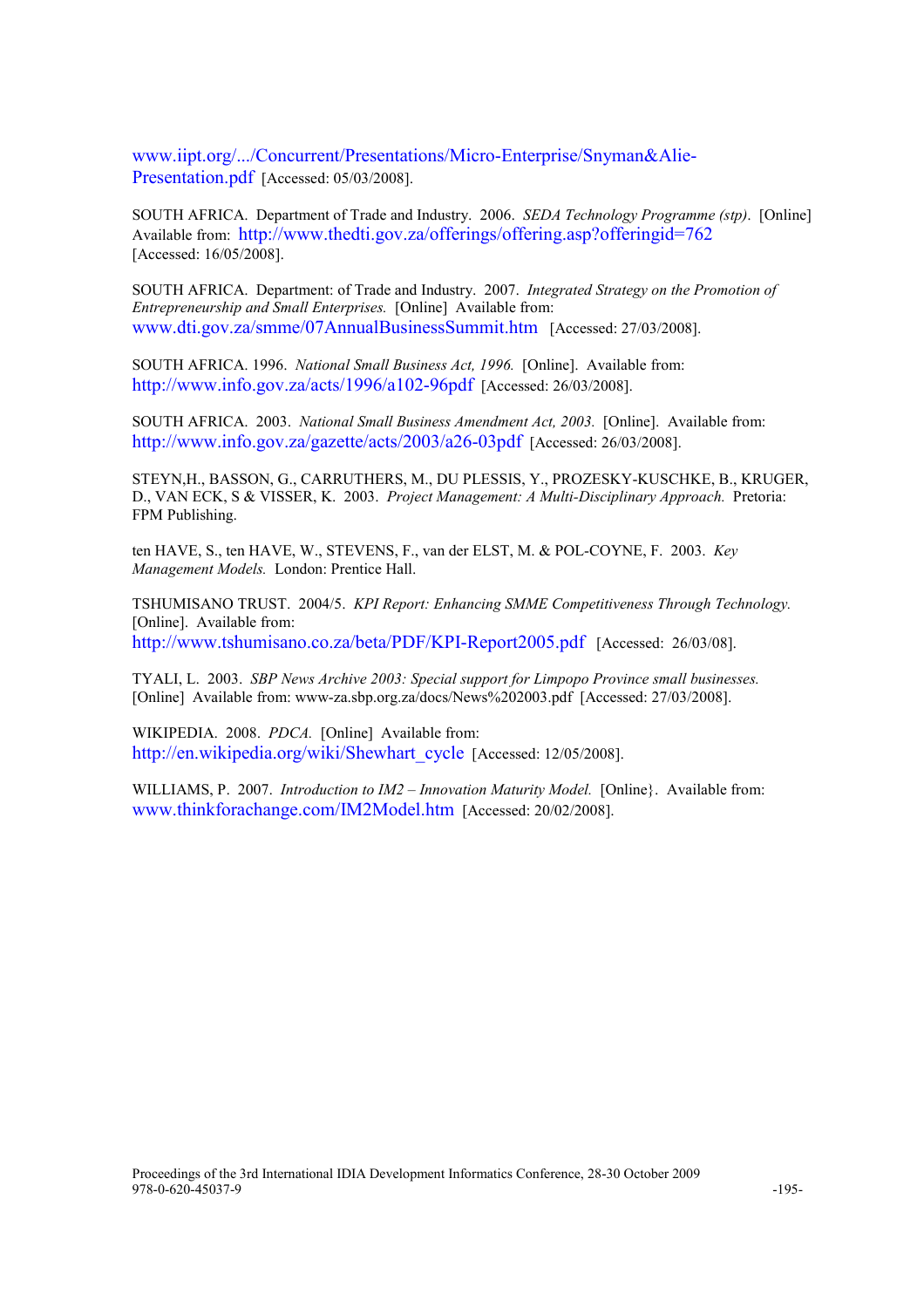www.iipt.org/.../Concurrent/Presentations/Micro-Enterprise/Snyman&Alie-Presentation.pdf [Accessed: 05/03/2008].

SOUTH AFRICA. Department of Trade and Industry. 2006. *SEDA Technology Programme (stp)*. [Online] Available from: http://www.thedti.gov.za/offerings/offering.asp?offeringid=762 [Accessed: 16/05/2008].

SOUTH AFRICA. Department: of Trade and Industry. 2007. *Integrated Strategy on the Promotion of Entrepreneurship and Small Enterprises.* [Online] Available from: www.dti.gov.za/smme/07AnnualBusinessSummit.htm [Accessed: 27/03/2008].

SOUTH AFRICA. 1996. *National Small Business Act, 1996.* [Online]. Available from: http://www.info.gov.za/acts/1996/a102-96pdf [Accessed: 26/03/2008].

SOUTH AFRICA. 2003. *National Small Business Amendment Act, 2003.* [Online]. Available from: http://www.info.gov.za/gazette/acts/2003/a26-03pdf [Accessed: 26/03/2008].

STEYN,H., BASSON, G., CARRUTHERS, M., DU PLESSIS, Y., PROZESKY-KUSCHKE, B., KRUGER, D., VAN ECK, S & VISSER, K. 2003. *Project Management: A Multi-Disciplinary Approach.* Pretoria: FPM Publishing.

ten HAVE, S., ten HAVE, W., STEVENS, F., van der ELST, M. & POL-COYNE, F. 2003. *Key Management Models.* London: Prentice Hall.

TSHUMISANO TRUST. 2004/5. *KPI Report: Enhancing SMME Competitiveness Through Technology.* [Online]. Available from: http://www.tshumisano.co.za/beta/PDF/KPI-Report2005.pdf [Accessed: 26/03/08].

TYALI, L. 2003. *SBP News Archive 2003: Special support for Limpopo Province small businesses.* [Online] Available from: www-za.sbp.org.za/docs/News%202003.pdf [Accessed: 27/03/2008].

WIKIPEDIA. 2008. *PDCA.* [Online] Available from: http://en.wikipedia.org/wiki/Shewhart_cycle [Accessed: 12/05/2008].

WILLIAMS, P. 2007. *Introduction to IM2 – Innovation Maturity Model.* [Online}. Available from: www.thinkforachange.com/IM2Model.htm [Accessed: 20/02/2008].